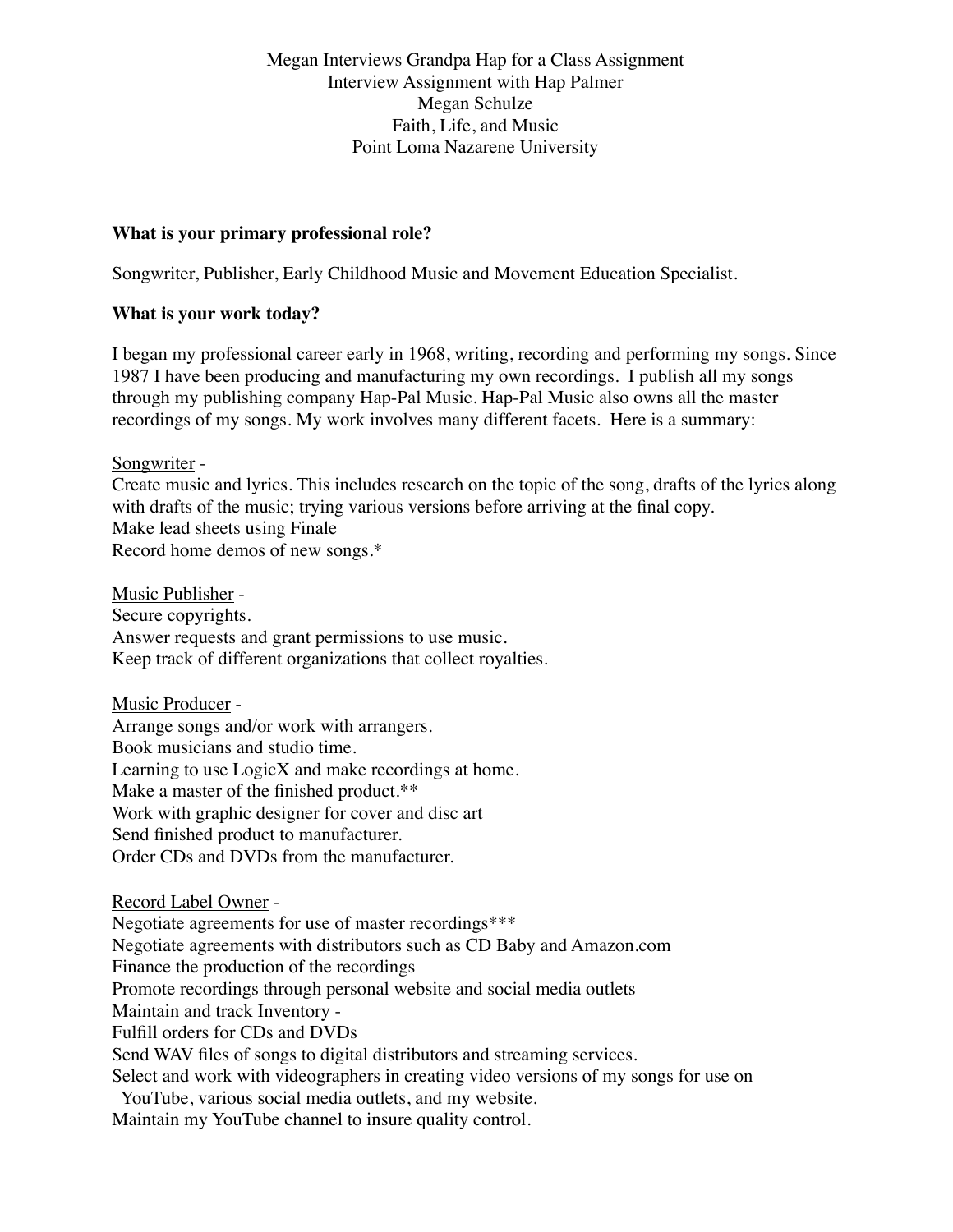Megan Interviews Grandpa Hap for a Class Assignment
Interview Assignment with Hap Palmer
Megan Schulze
Faith, Life, and Music
Point Loma Nazarene University

**What is your primary professional role?**

Songwriter, Publisher, Early Childhood Music and Movement Education Specialist.

**What is your work today?**

I began my professional career early in 1968, writing, recording and performing my songs. Since 1987 I have been producing and manufacturing my own recordings. I publish all my songs through my publishing company Hap-Pal Music. Hap-Pal Music also owns all the master recordings of my songs. My work involves many different facets. Here is a summary:

<u>Songwriter</u> -
Create music and lyrics. This includes research on the topic of the song, drafts of the lyrics along with drafts of the music; trying various versions before arriving at the final copy.
Make lead sheets using Finale
Record home demos of new songs.*

<u>Music Publisher</u> -
Secure copyrights.
Answer requests and grant permissions to use music.
Keep track of different organizations that collect royalties.

<u>Music Producer</u> -
Arrange songs and/or work with arrangers.
Book musicians and studio time.
Learning to use LogicX and make recordings at home.
Make a master of the finished product.**
Work with graphic designer for cover and disc art
Send finished product to manufacturer.
Order CDs and DVDs from the manufacturer.

<u>Record Label Owner</u> -
Negotiate agreements for use of master recordings***
Negotiate agreements with distributors such as CD Baby and Amazon.com
Finance the production of the recordings
Promote recordings through personal website and social media outlets
Maintain and track Inventory -
Fulfill orders for CDs and DVDs
Send WAV files of songs to digital distributors and streaming services.
Select and work with videographers in creating video versions of my songs for use on YouTube, various social media outlets, and my website.
Maintain my YouTube channel to insure quality control.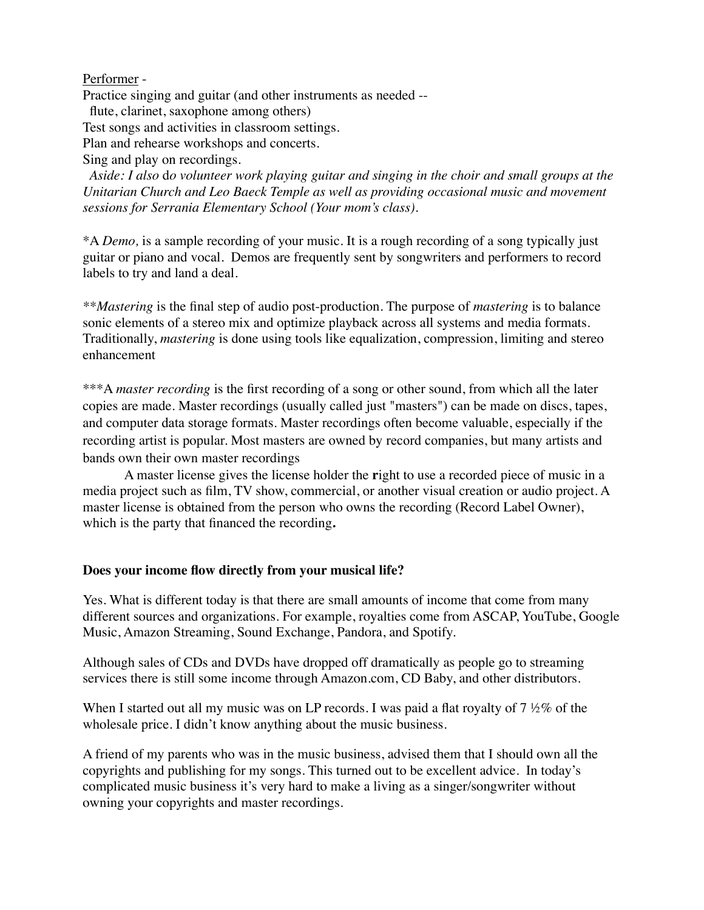Performer -

Practice singing and guitar (and other instruments as needed --
flute, clarinet, saxophone among others)
Test songs and activities in classroom settings.
Plan and rehearse workshops and concerts.
Sing and play on recordings.

*Aside: I also* d*o volunteer work playing guitar and singing in the choir and small groups at the Unitarian Church and Leo Baeck Temple as well as providing occasional music and movement sessions for Serrania Elementary School (Your mom's class).*

*A *Demo,* is a sample recording of your music. It is a rough recording of a song typically just guitar or piano and vocal. Demos are frequently sent by songwriters and performers to record labels to try and land a deal.

***Mastering* is the final step of audio post-production. The purpose of *mastering* is to balance sonic elements of a stereo mix and optimize playback across all systems and media formats. Traditionally, *mastering* is done using tools like equalization, compression, limiting and stereo enhancement

***A *master recording* is the first recording of a song or other sound, from which all the later copies are made. Master recordings (usually called just "masters") can be made on discs, tapes, and computer data storage formats. Master recordings often become valuable, especially if the recording artist is popular. Most masters are owned by record companies, but many artists and bands own their own master recordings

A master license gives the license holder the **r**ight to use a recorded piece of music in a media project such as film, TV show, commercial, or another visual creation or audio project. A master license is obtained from the person who owns the recording (Record Label Owner), which is the party that financed the recording**.**

**Does your income flow directly from your musical life?**

Yes. What is different today is that there are small amounts of income that come from many different sources and organizations. For example, royalties come from ASCAP, YouTube, Google Music, Amazon Streaming, Sound Exchange, Pandora, and Spotify.

Although sales of CDs and DVDs have dropped off dramatically as people go to streaming services there is still some income through Amazon.com, CD Baby, and other distributors.

When I started out all my music was on LP records. I was paid a flat royalty of 7 ½% of the wholesale price. I didn't know anything about the music business.

A friend of my parents who was in the music business, advised them that I should own all the copyrights and publishing for my songs. This turned out to be excellent advice. In today's complicated music business it's very hard to make a living as a singer/songwriter without owning your copyrights and master recordings.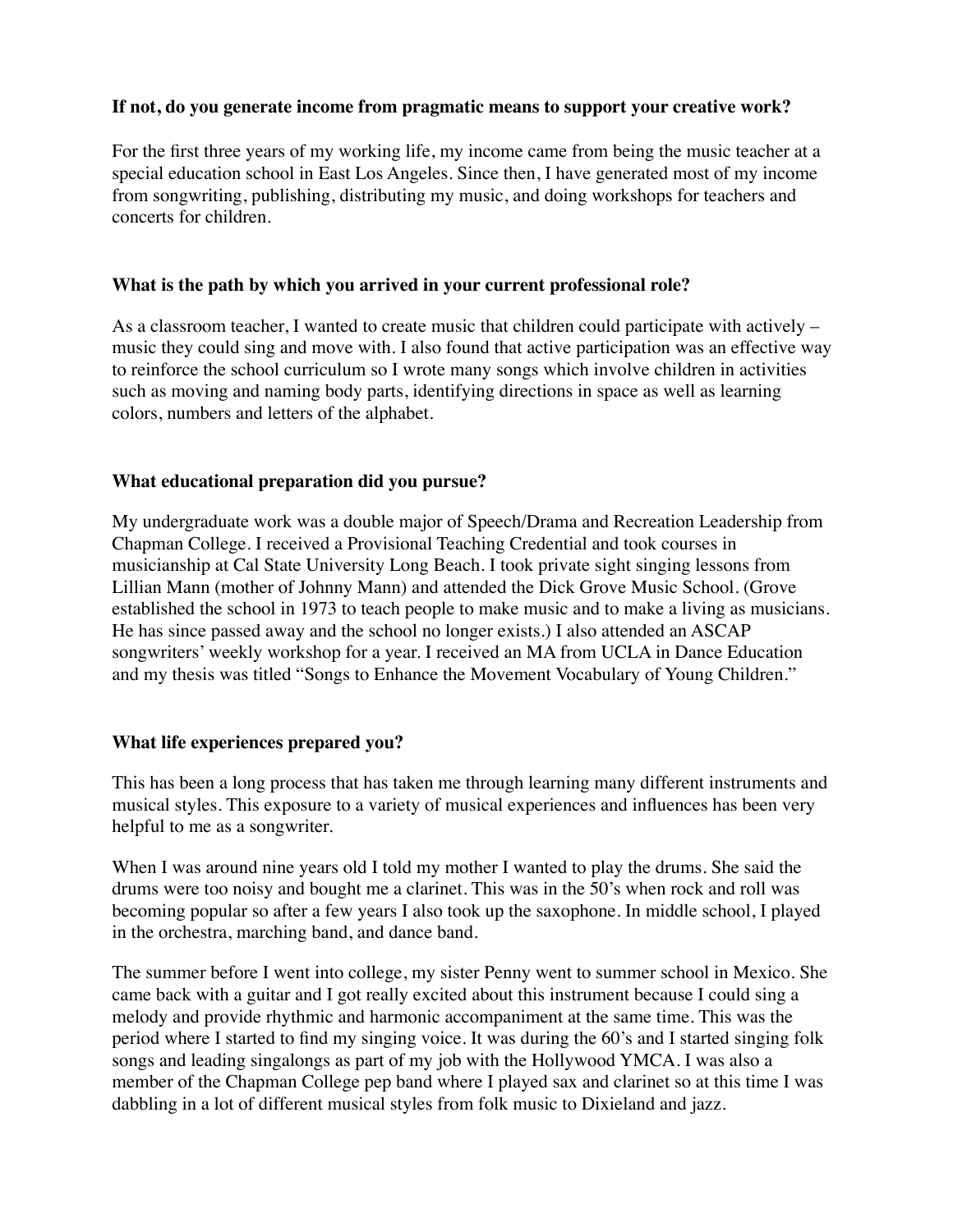**If not, do you generate income from pragmatic means to support your creative work?**

For the first three years of my working life, my income came from being the music teacher at a special education school in East Los Angeles. Since then, I have generated most of my income from songwriting, publishing, distributing my music, and doing workshops for teachers and concerts for children.

**What is the path by which you arrived in your current professional role?**

As a classroom teacher, I wanted to create music that children could participate with actively – music they could sing and move with. I also found that active participation was an effective way to reinforce the school curriculum so I wrote many songs which involve children in activities such as moving and naming body parts, identifying directions in space as well as learning colors, numbers and letters of the alphabet.

**What educational preparation did you pursue?**

My undergraduate work was a double major of Speech/Drama and Recreation Leadership from Chapman College. I received a Provisional Teaching Credential and took courses in musicianship at Cal State University Long Beach. I took private sight singing lessons from Lillian Mann (mother of Johnny Mann) and attended the Dick Grove Music School. (Grove established the school in 1973 to teach people to make music and to make a living as musicians. He has since passed away and the school no longer exists.) I also attended an ASCAP songwriters' weekly workshop for a year. I received an MA from UCLA in Dance Education and my thesis was titled "Songs to Enhance the Movement Vocabulary of Young Children."

**What life experiences prepared you?**

This has been a long process that has taken me through learning many different instruments and musical styles. This exposure to a variety of musical experiences and influences has been very helpful to me as a songwriter.

When I was around nine years old I told my mother I wanted to play the drums. She said the drums were too noisy and bought me a clarinet. This was in the 50's when rock and roll was becoming popular so after a few years I also took up the saxophone. In middle school, I played in the orchestra, marching band, and dance band.

The summer before I went into college, my sister Penny went to summer school in Mexico. She came back with a guitar and I got really excited about this instrument because I could sing a melody and provide rhythmic and harmonic accompaniment at the same time. This was the period where I started to find my singing voice. It was during the 60's and I started singing folk songs and leading singalongs as part of my job with the Hollywood YMCA. I was also a member of the Chapman College pep band where I played sax and clarinet so at this time I was dabbling in a lot of different musical styles from folk music to Dixieland and jazz.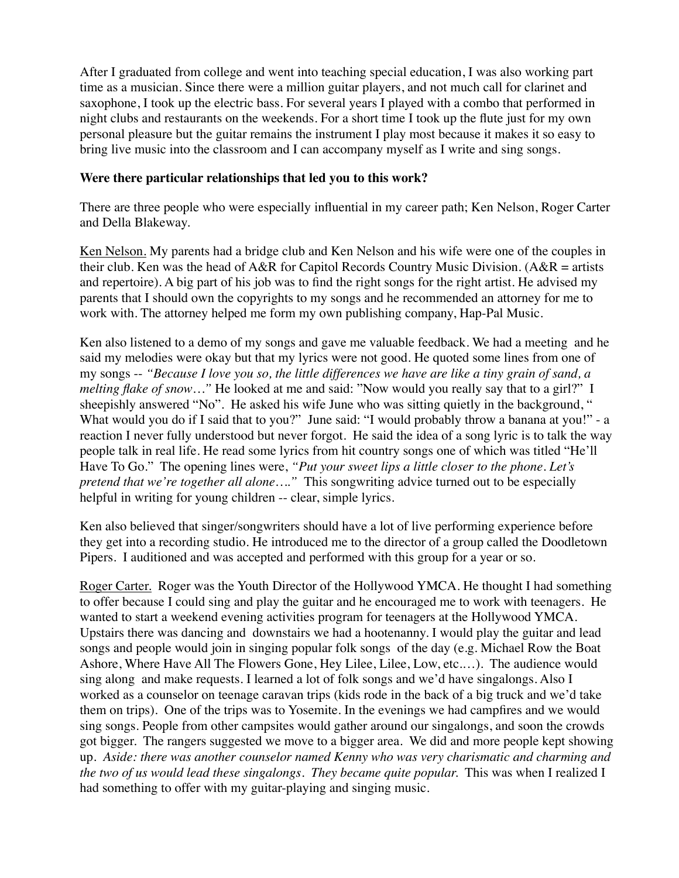After I graduated from college and went into teaching special education, I was also working part time as a musician. Since there were a million guitar players, and not much call for clarinet and saxophone, I took up the electric bass. For several years I played with a combo that performed in night clubs and restaurants on the weekends. For a short time I took up the flute just for my own personal pleasure but the guitar remains the instrument I play most because it makes it so easy to bring live music into the classroom and I can accompany myself as I write and sing songs.

**Were there particular relationships that led you to this work?**

There are three people who were especially influential in my career path; Ken Nelson, Roger Carter and Della Blakeway.

<u>Ken Nelson.</u> My parents had a bridge club and Ken Nelson and his wife were one of the couples in their club. Ken was the head of A&R for Capitol Records Country Music Division. (A&R = artists and repertoire). A big part of his job was to find the right songs for the right artist. He advised my parents that I should own the copyrights to my songs and he recommended an attorney for me to work with. The attorney helped me form my own publishing company, Hap-Pal Music.

Ken also listened to a demo of my songs and gave me valuable feedback. We had a meeting and he said my melodies were okay but that my lyrics were not good. He quoted some lines from one of my songs -- *"Because I love you so, the little differences we have are like a tiny grain of sand, a melting flake of snow…"* He looked at me and said: "Now would you really say that to a girl?" I sheepishly answered "No". He asked his wife June who was sitting quietly in the background, " What would you do if I said that to you?" June said: "I would probably throw a banana at you!" - a reaction I never fully understood but never forgot. He said the idea of a song lyric is to talk the way people talk in real life. He read some lyrics from hit country songs one of which was titled "He'll Have To Go." The opening lines were, *"Put your sweet lips a little closer to the phone. Let's pretend that we're together all alone…."* This songwriting advice turned out to be especially helpful in writing for young children -- clear, simple lyrics.

Ken also believed that singer/songwriters should have a lot of live performing experience before they get into a recording studio. He introduced me to the director of a group called the Doodletown Pipers. I auditioned and was accepted and performed with this group for a year or so.

<u>Roger Carter.</u> Roger was the Youth Director of the Hollywood YMCA. He thought I had something to offer because I could sing and play the guitar and he encouraged me to work with teenagers. He wanted to start a weekend evening activities program for teenagers at the Hollywood YMCA. Upstairs there was dancing and downstairs we had a hootenanny. I would play the guitar and lead songs and people would join in singing popular folk songs of the day (e.g. Michael Row the Boat Ashore, Where Have All The Flowers Gone, Hey Lilee, Lilee, Low, etc.…). The audience would sing along and make requests. I learned a lot of folk songs and we'd have singalongs. Also I worked as a counselor on teenage caravan trips (kids rode in the back of a big truck and we'd take them on trips). One of the trips was to Yosemite. In the evenings we had campfires and we would sing songs. People from other campsites would gather around our singalongs, and soon the crowds got bigger. The rangers suggested we move to a bigger area. We did and more people kept showing up. *Aside: there was another counselor named Kenny who was very charismatic and charming and the two of us would lead these singalongs. They became quite popular.* This was when I realized I had something to offer with my guitar-playing and singing music.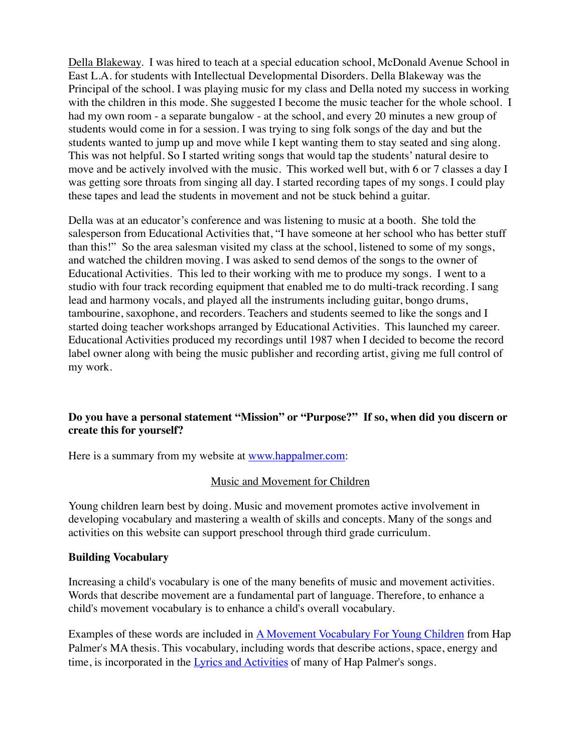Della Blakeway. I was hired to teach at a special education school, McDonald Avenue School in East L.A. for students with Intellectual Developmental Disorders. Della Blakeway was the Principal of the school. I was playing music for my class and Della noted my success in working with the children in this mode. She suggested I become the music teacher for the whole school. I had my own room - a separate bungalow - at the school, and every 20 minutes a new group of students would come in for a session. I was trying to sing folk songs of the day and but the students wanted to jump up and move while I kept wanting them to stay seated and sing along. This was not helpful. So I started writing songs that would tap the students' natural desire to move and be actively involved with the music. This worked well but, with 6 or 7 classes a day I was getting sore throats from singing all day. I started recording tapes of my songs. I could play these tapes and lead the students in movement and not be stuck behind a guitar.

Della was at an educator's conference and was listening to music at a booth. She told the salesperson from Educational Activities that, "I have someone at her school who has better stuff than this!" So the area salesman visited my class at the school, listened to some of my songs, and watched the children moving. I was asked to send demos of the songs to the owner of Educational Activities. This led to their working with me to produce my songs. I went to a studio with four track recording equipment that enabled me to do multi-track recording. I sang lead and harmony vocals, and played all the instruments including guitar, bongo drums, tambourine, saxophone, and recorders. Teachers and students seemed to like the songs and I started doing teacher workshops arranged by Educational Activities. This launched my career. Educational Activities produced my recordings until 1987 when I decided to become the record label owner along with being the music publisher and recording artist, giving me full control of my work.

**Do you have a personal statement "Mission" or "Purpose?" If so, when did you discern or create this for yourself?**

Here is a summary from my website at www.happalmer.com:

Music and Movement for Children

Young children learn best by doing. Music and movement promotes active involvement in developing vocabulary and mastering a wealth of skills and concepts. Many of the songs and activities on this website can support preschool through third grade curriculum.

**Building Vocabulary**

Increasing a child's vocabulary is one of the many benefits of music and movement activities. Words that describe movement are a fundamental part of language. Therefore, to enhance a child's movement vocabulary is to enhance a child's overall vocabulary.

Examples of these words are included in A Movement Vocabulary For Young Children from Hap Palmer's MA thesis. This vocabulary, including words that describe actions, space, energy and time, is incorporated in the Lyrics and Activities of many of Hap Palmer's songs.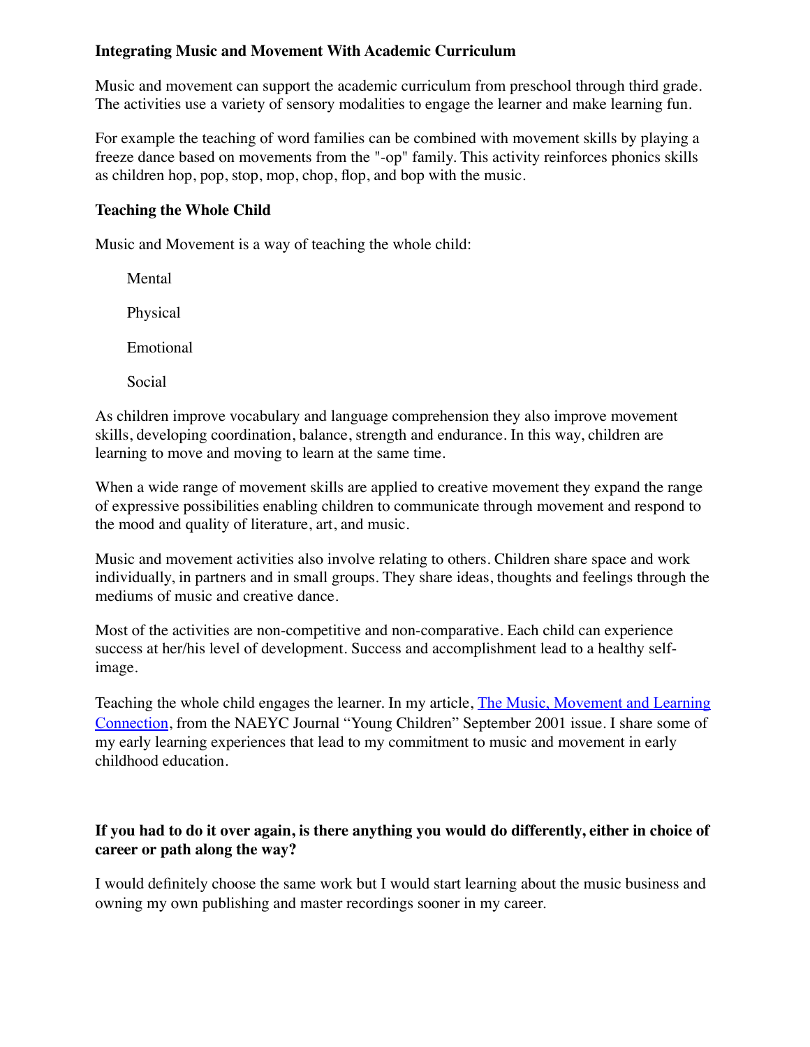**Integrating Music and Movement With Academic Curriculum**

Music and movement can support the academic curriculum from preschool through third grade. The activities use a variety of sensory modalities to engage the learner and make learning fun.

For example the teaching of word families can be combined with movement skills by playing a freeze dance based on movements from the "-op" family. This activity reinforces phonics skills as children hop, pop, stop, mop, chop, flop, and bop with the music.

**Teaching the Whole Child**

Music and Movement is a way of teaching the whole child:

Mental

Physical

Emotional

Social

As children improve vocabulary and language comprehension they also improve movement skills, developing coordination, balance, strength and endurance. In this way, children are learning to move and moving to learn at the same time.

When a wide range of movement skills are applied to creative movement they expand the range of expressive possibilities enabling children to communicate through movement and respond to the mood and quality of literature, art, and music.

Music and movement activities also involve relating to others. Children share space and work individually, in partners and in small groups. They share ideas, thoughts and feelings through the mediums of music and creative dance.

Most of the activities are non-competitive and non-comparative. Each child can experience success at her/his level of development. Success and accomplishment lead to a healthy self-image.

Teaching the whole child engages the learner. In my article, The Music, Movement and Learning Connection, from the NAEYC Journal "Young Children" September 2001 issue. I share some of my early learning experiences that lead to my commitment to music and movement in early childhood education.

**If you had to do it over again, is there anything you would do differently, either in choice of career or path along the way?**

I would definitely choose the same work but I would start learning about the music business and owning my own publishing and master recordings sooner in my career.